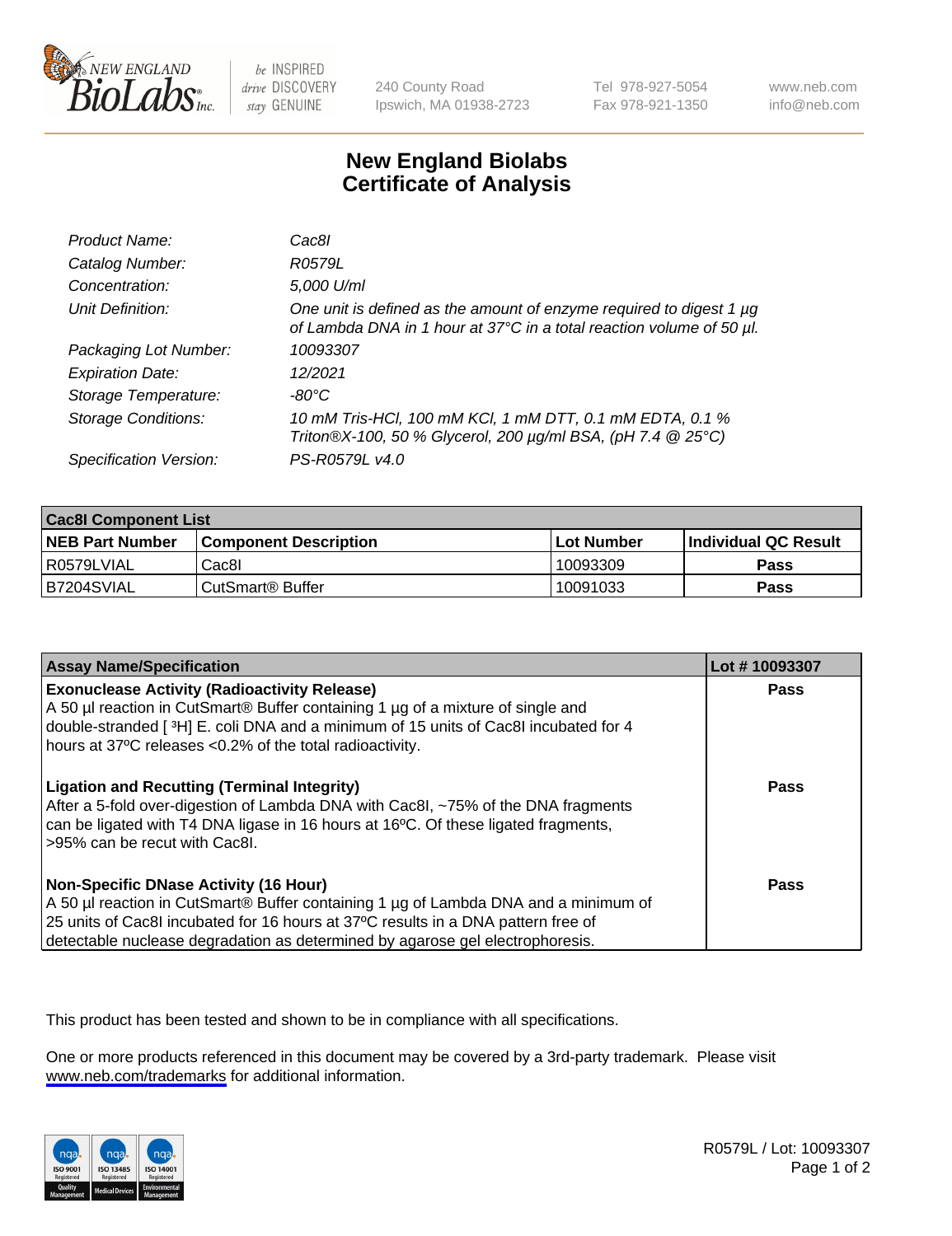# New England Biolabs
# Certificate of Analysis

| | |
|---|---|
| *Product Name:* | *Cac8I* |
| *Catalog Number:* | *R0579L* |
| *Concentration:* | *5,000 U/ml* |
| *Unit Definition:* | *One unit is defined as the amount of enzyme required to digest 1 µg of Lambda DNA in 1 hour at 37°C in a total reaction volume of 50 µl.* |
| *Packaging Lot Number:* | *10093307* |
| *Expiration Date:* | *12/2021* |
| *Storage Temperature:* | *-80°C* |
| *Storage Conditions:* | *10 mM Tris-HCl, 100 mM KCl, 1 mM DTT, 0.1 mM EDTA, 0.1 % Triton®X-100, 50 % Glycerol, 200 µg/ml BSA, (pH 7.4 @ 25°C)* |
| *Specification Version:* | *PS-R0579L v4.0* |

| Cac8I Component List | | | |
|---|---|---|---|
| **NEB Part Number** | **Component Description** | **Lot Number** | **Individual QC Result** |
| R0579LVIAL | Cac8I | 10093309 | **Pass** |
| B7204SVIAL | CutSmart® Buffer | 10091033 | **Pass** |

| Assay Name/Specification | Lot # 10093307 |
|---|---|
| **Exonuclease Activity (Radioactivity Release)**<br>A 50 µl reaction in CutSmart® Buffer containing 1 µg of a mixture of single and double-stranded [ $^3$H] E. coli DNA and a minimum of 15 units of Cac8I incubated for 4 hours at 37ºC releases <0.2% of the total radioactivity. | **Pass** |
| **Ligation and Recutting (Terminal Integrity)**<br>After a 5-fold over-digestion of Lambda DNA with Cac8I, ~75% of the DNA fragments can be ligated with T4 DNA ligase in 16 hours at 16ºC. Of these ligated fragments, >95% can be recut with Cac8I. | **Pass** |
| **Non-Specific DNase Activity (16 Hour)**<br>A 50 µl reaction in CutSmart® Buffer containing 1 µg of Lambda DNA and a minimum of 25 units of Cac8I incubated for 16 hours at 37ºC results in a DNA pattern free of detectable nuclease degradation as determined by agarose gel electrophoresis. | **Pass** |

This product has been tested and shown to be in compliance with all specifications.

One or more products referenced in this document may be covered by a 3rd-party trademark. Please visit www.neb.com/trademarks for additional information.

R0579L / Lot: 10093307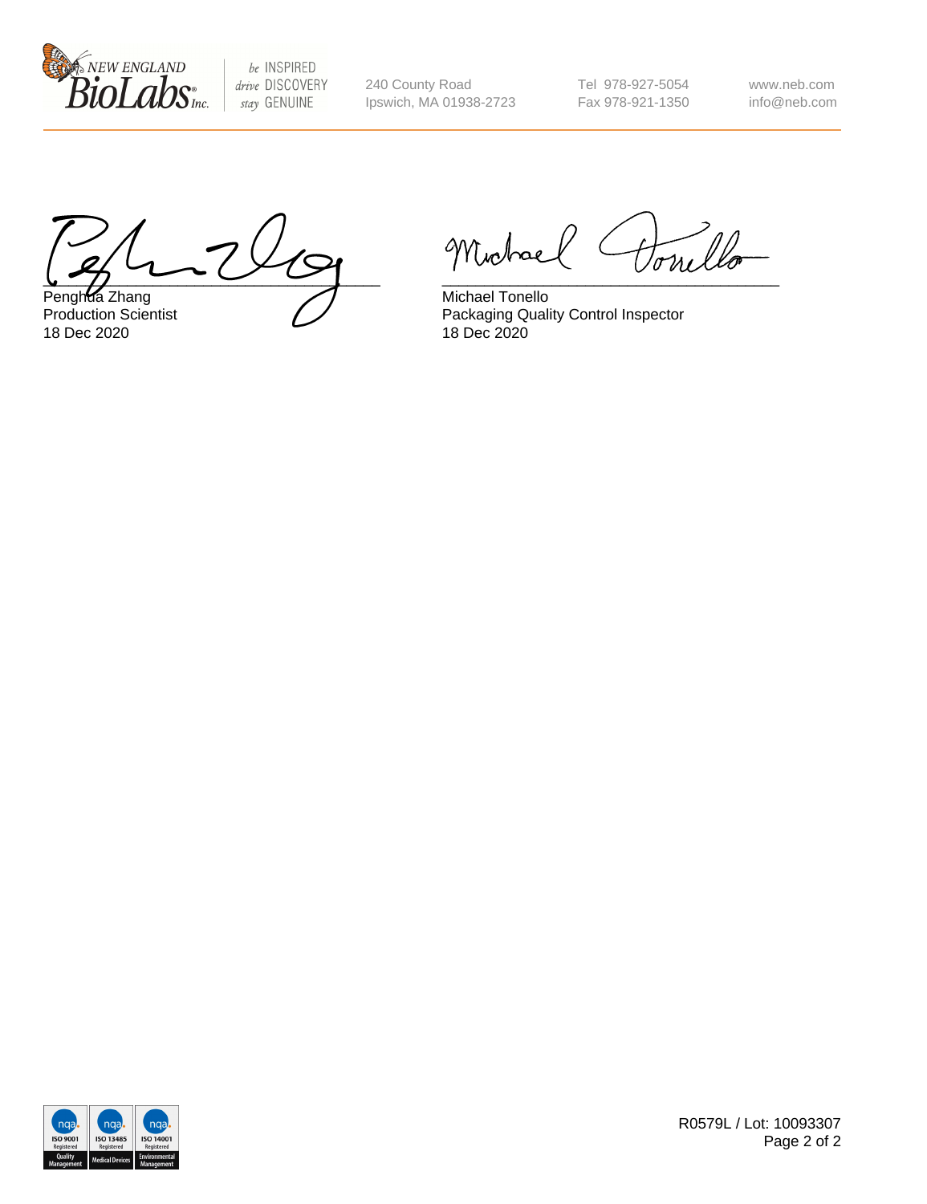NEW ENGLAND BioLabs Inc.

be INSPIRED
drive DISCOVERY
stay GENUINE

240 County Road
Ipswich, MA 01938-2723

Tel 978-927-5054
Fax 978-921-1350

www.neb.com
info@neb.com

Penghua Zhang
Production Scientist
18 Dec 2020

Michael Tonello
Packaging Quality Control Inspector
18 Dec 2020

nqa ISO 9001 Registered Quality Management | nqa ISO 13485 Registered Medical Devices | nqa ISO 14001 Registered Environmental Management

R0579L / Lot: 10093307